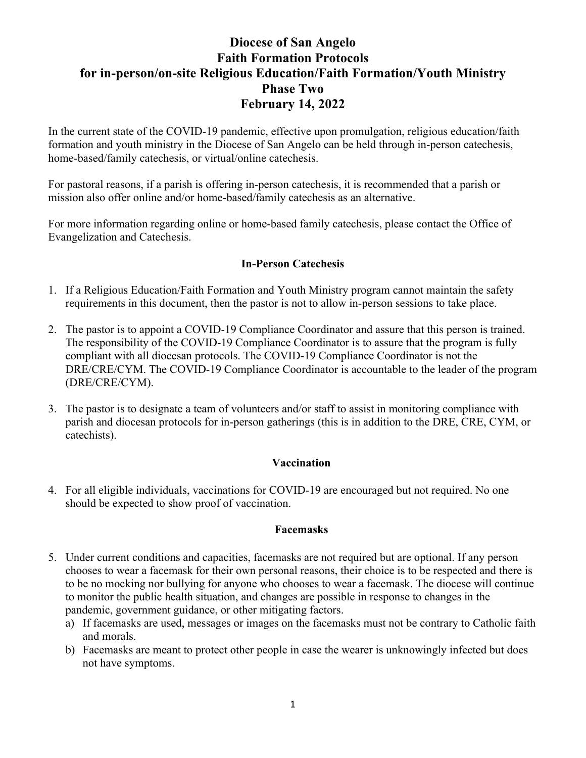# Diocese of San Angelo
# Faith Formation Protocols
# for in-person/on-site Religious Education/Faith Formation/Youth Ministry
# Phase Two
# February 14, 2022

In the current state of the COVID-19 pandemic, effective upon promulgation, religious education/faith formation and youth ministry in the Diocese of San Angelo can be held through in-person catechesis, home-based/family catechesis, or virtual/online catechesis.

For pastoral reasons, if a parish is offering in-person catechesis, it is recommended that a parish or mission also offer online and/or home-based/family catechesis as an alternative.

For more information regarding online or home-based family catechesis, please contact the Office of Evangelization and Catechesis.

## In-Person Catechesis

1. If a Religious Education/Faith Formation and Youth Ministry program cannot maintain the safety requirements in this document, then the pastor is not to allow in-person sessions to take place.
2. The pastor is to appoint a COVID-19 Compliance Coordinator and assure that this person is trained. The responsibility of the COVID-19 Compliance Coordinator is to assure that the program is fully compliant with all diocesan protocols. The COVID-19 Compliance Coordinator is not the DRE/CRE/CYM. The COVID-19 Compliance Coordinator is accountable to the leader of the program (DRE/CRE/CYM).
3. The pastor is to designate a team of volunteers and/or staff to assist in monitoring compliance with parish and diocesan protocols for in-person gatherings (this is in addition to the DRE, CRE, CYM, or catechists).

## Vaccination

4. For all eligible individuals, vaccinations for COVID-19 are encouraged but not required. No one should be expected to show proof of vaccination.

## Facemasks

5. Under current conditions and capacities, facemasks are not required but are optional. If any person chooses to wear a facemask for their own personal reasons, their choice is to be respected and there is to be no mocking nor bullying for anyone who chooses to wear a facemask. The diocese will continue to monitor the public health situation, and changes are possible in response to changes in the pandemic, government guidance, or other mitigating factors.
   a) If facemasks are used, messages or images on the facemasks must not be contrary to Catholic faith and morals.
   b) Facemasks are meant to protect other people in case the wearer is unknowingly infected but does not have symptoms.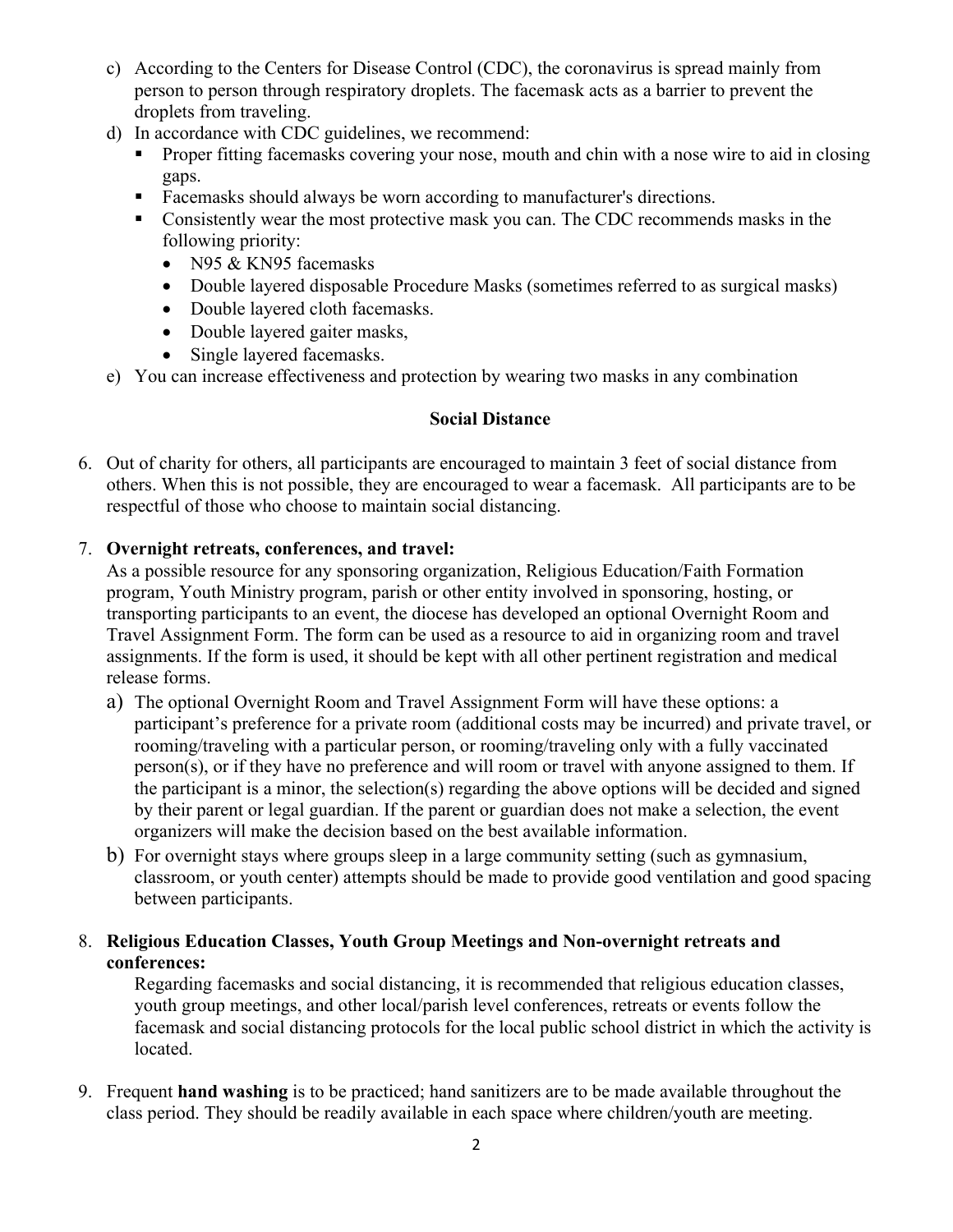c) According to the Centers for Disease Control (CDC), the coronavirus is spread mainly from person to person through respiratory droplets. The facemask acts as a barrier to prevent the droplets from traveling.

d) In accordance with CDC guidelines, we recommend:
   - Proper fitting facemasks covering your nose, mouth and chin with a nose wire to aid in closing gaps.
   - Facemasks should always be worn according to manufacturer's directions.
   - Consistently wear the most protective mask you can. The CDC recommends masks in the following priority:
     - N95 & KN95 facemasks
     - Double layered disposable Procedure Masks (sometimes referred to as surgical masks)
     - Double layered cloth facemasks.
     - Double layered gaiter masks,
     - Single layered facemasks.

e) You can increase effectiveness and protection by wearing two masks in any combination

## Social Distance

6. Out of charity for others, all participants are encouraged to maintain 3 feet of social distance from others. When this is not possible, they are encouraged to wear a facemask. All participants are to be respectful of those who choose to maintain social distancing.

7. **Overnight retreats, conferences, and travel:**
   As a possible resource for any sponsoring organization, Religious Education/Faith Formation program, Youth Ministry program, parish or other entity involved in sponsoring, hosting, or transporting participants to an event, the diocese has developed an optional Overnight Room and Travel Assignment Form. The form can be used as a resource to aid in organizing room and travel assignments. If the form is used, it should be kept with all other pertinent registration and medical release forms.

   a) The optional Overnight Room and Travel Assignment Form will have these options: a participant's preference for a private room (additional costs may be incurred) and private travel, or rooming/traveling with a particular person, or rooming/traveling only with a fully vaccinated person(s), or if they have no preference and will room or travel with anyone assigned to them. If the participant is a minor, the selection(s) regarding the above options will be decided and signed by their parent or legal guardian. If the parent or guardian does not make a selection, the event organizers will make the decision based on the best available information.

   b) For overnight stays where groups sleep in a large community setting (such as gymnasium, classroom, or youth center) attempts should be made to provide good ventilation and good spacing between participants.

8. **Religious Education Classes, Youth Group Meetings and Non-overnight retreats and conferences:**
   Regarding facemasks and social distancing, it is recommended that religious education classes, youth group meetings, and other local/parish level conferences, retreats or events follow the facemask and social distancing protocols for the local public school district in which the activity is located.

9. Frequent **hand washing** is to be practiced; hand sanitizers are to be made available throughout the class period. They should be readily available in each space where children/youth are meeting.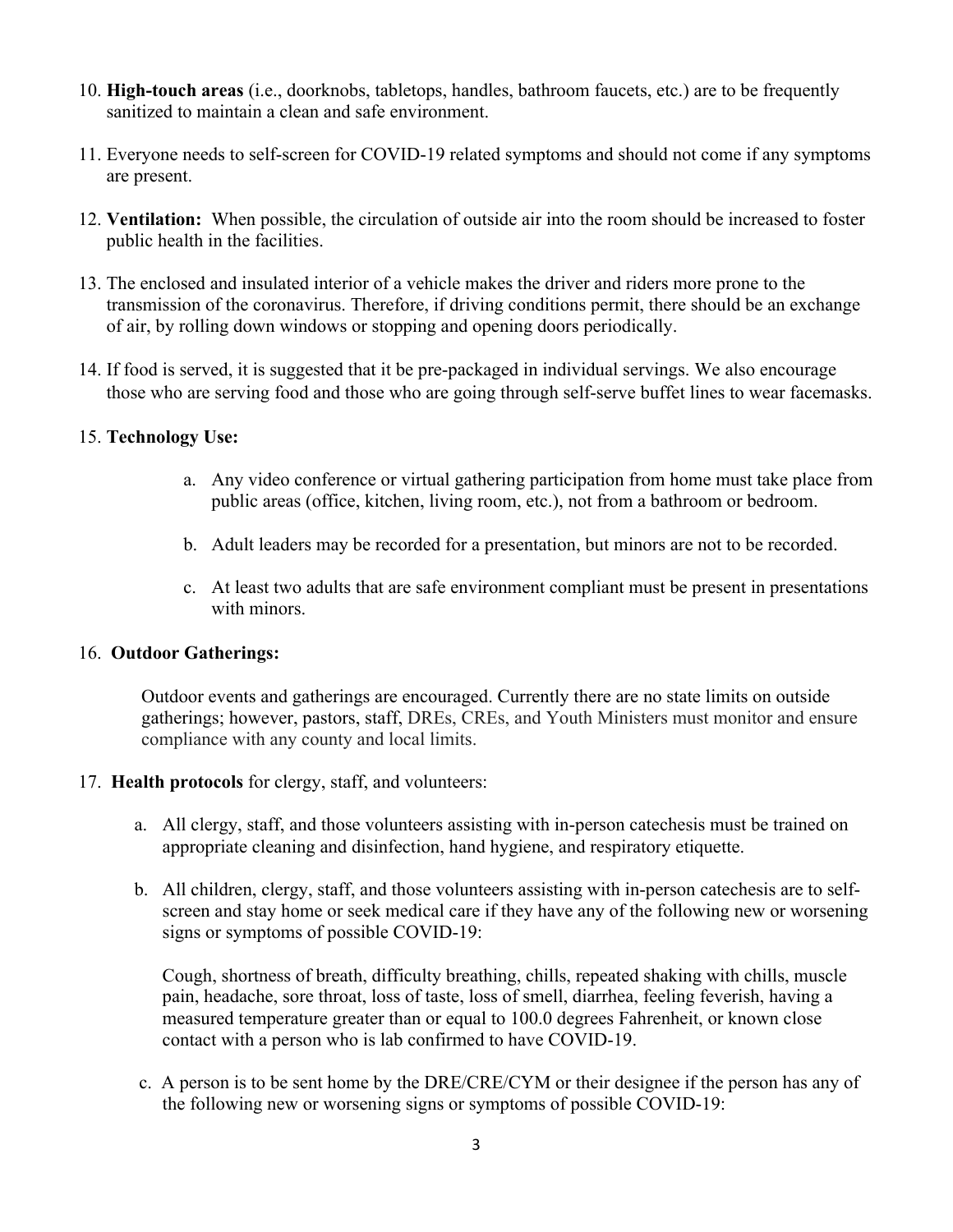10. **High-touch areas** (i.e., doorknobs, tabletops, handles, bathroom faucets, etc.) are to be frequently sanitized to maintain a clean and safe environment.

11. Everyone needs to self-screen for COVID-19 related symptoms and should not come if any symptoms are present.

12. **Ventilation:** When possible, the circulation of outside air into the room should be increased to foster public health in the facilities.

13. The enclosed and insulated interior of a vehicle makes the driver and riders more prone to the transmission of the coronavirus. Therefore, if driving conditions permit, there should be an exchange of air, by rolling down windows or stopping and opening doors periodically.

14. If food is served, it is suggested that it be pre-packaged in individual servings. We also encourage those who are serving food and those who are going through self-serve buffet lines to wear facemasks.

15. **Technology Use:**

    a. Any video conference or virtual gathering participation from home must take place from public areas (office, kitchen, living room, etc.), not from a bathroom or bedroom.

    b. Adult leaders may be recorded for a presentation, but minors are not to be recorded.

    c. At least two adults that are safe environment compliant must be present in presentations with minors.

16. **Outdoor Gatherings:**

    Outdoor events and gatherings are encouraged. Currently there are no state limits on outside gatherings; however, pastors, staff, DREs, CREs, and Youth Ministers must monitor and ensure compliance with any county and local limits.

17. **Health protocols** for clergy, staff, and volunteers:

    a. All clergy, staff, and those volunteers assisting with in-person catechesis must be trained on appropriate cleaning and disinfection, hand hygiene, and respiratory etiquette.

    b. All children, clergy, staff, and those volunteers assisting with in-person catechesis are to self-screen and stay home or seek medical care if they have any of the following new or worsening signs or symptoms of possible COVID-19:

       Cough, shortness of breath, difficulty breathing, chills, repeated shaking with chills, muscle pain, headache, sore throat, loss of taste, loss of smell, diarrhea, feeling feverish, having a measured temperature greater than or equal to 100.0 degrees Fahrenheit, or known close contact with a person who is lab confirmed to have COVID-19.

    c. A person is to be sent home by the DRE/CRE/CYM or their designee if the person has any of the following new or worsening signs or symptoms of possible COVID-19: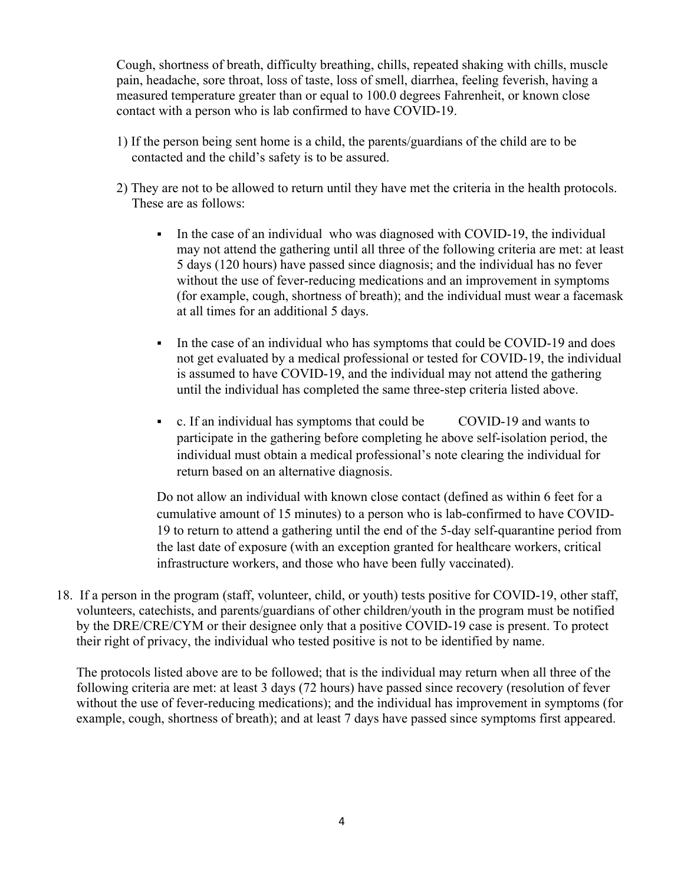Cough, shortness of breath, difficulty breathing, chills, repeated shaking with chills, muscle pain, headache, sore throat, loss of taste, loss of smell, diarrhea, feeling feverish, having a measured temperature greater than or equal to 100.0 degrees Fahrenheit, or known close contact with a person who is lab confirmed to have COVID-19.

1) If the person being sent home is a child, the parents/guardians of the child are to be contacted and the child's safety is to be assured.

2) They are not to be allowed to return until they have met the criteria in the health protocols. These are as follows:

   - In the case of an individual who was diagnosed with COVID-19, the individual may not attend the gathering until all three of the following criteria are met: at least 5 days (120 hours) have passed since diagnosis; and the individual has no fever without the use of fever-reducing medications and an improvement in symptoms (for example, cough, shortness of breath); and the individual must wear a facemask at all times for an additional 5 days.

   - In the case of an individual who has symptoms that could be COVID-19 and does not get evaluated by a medical professional or tested for COVID-19, the individual is assumed to have COVID-19, and the individual may not attend the gathering until the individual has completed the same three-step criteria listed above.

   - c. If an individual has symptoms that could be COVID-19 and wants to participate in the gathering before completing he above self-isolation period, the individual must obtain a medical professional's note clearing the individual for return based on an alternative diagnosis.

   Do not allow an individual with known close contact (defined as within 6 feet for a cumulative amount of 15 minutes) to a person who is lab-confirmed to have COVID-19 to return to attend a gathering until the end of the 5-day self-quarantine period from the last date of exposure (with an exception granted for healthcare workers, critical infrastructure workers, and those who have been fully vaccinated).

18. If a person in the program (staff, volunteer, child, or youth) tests positive for COVID-19, other staff, volunteers, catechists, and parents/guardians of other children/youth in the program must be notified by the DRE/CRE/CYM or their designee only that a positive COVID-19 case is present. To protect their right of privacy, the individual who tested positive is not to be identified by name.

    The protocols listed above are to be followed; that is the individual may return when all three of the following criteria are met: at least 3 days (72 hours) have passed since recovery (resolution of fever without the use of fever-reducing medications); and the individual has improvement in symptoms (for example, cough, shortness of breath); and at least 7 days have passed since symptoms first appeared.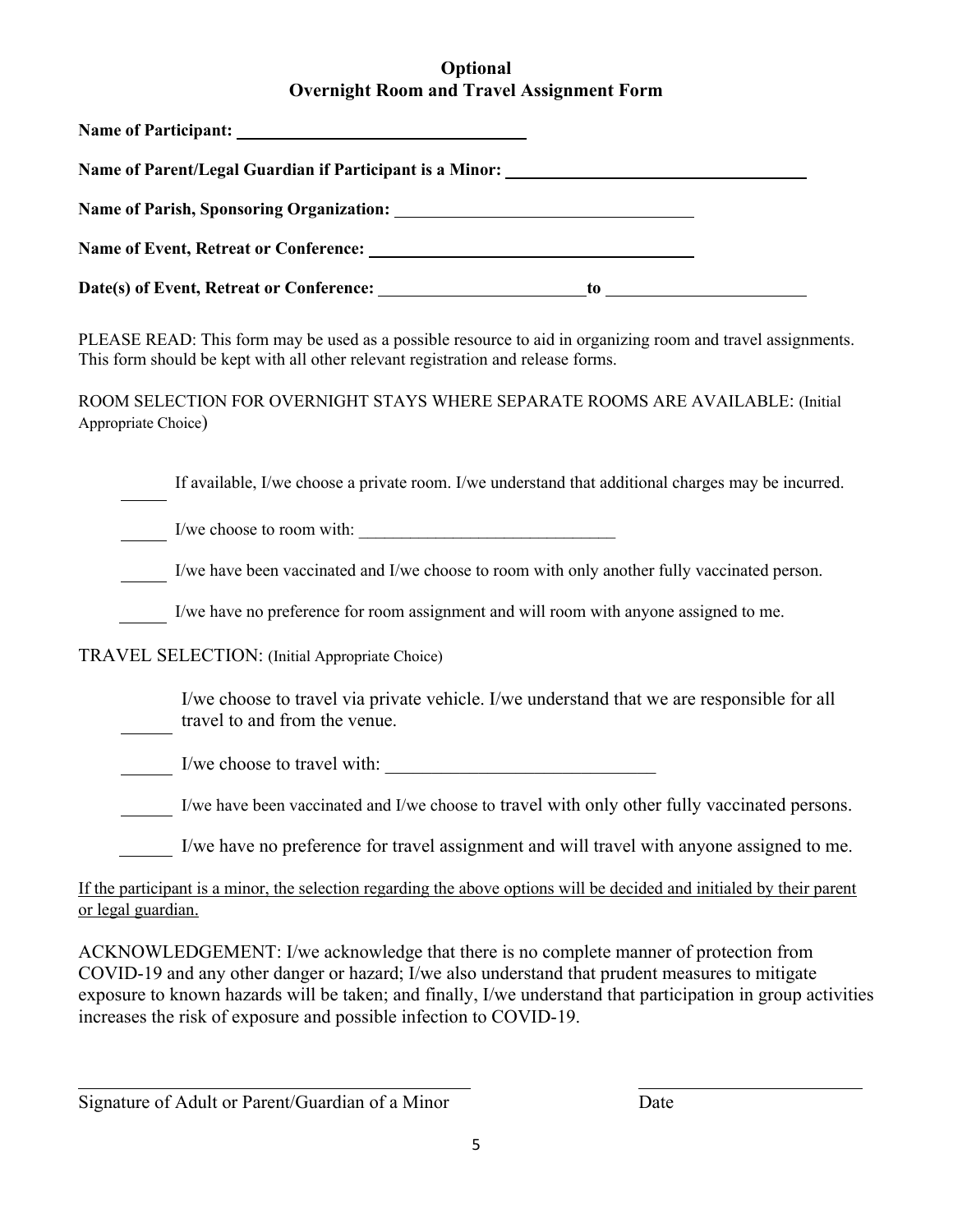# Optional
## Overnight Room and Travel Assignment Form

**Name of Participant:** ________________________________

**Name of Parent/Legal Guardian if Participant is a Minor:** ________________________________

**Name of Parish, Sponsoring Organization:** ________________________________

**Name of Event, Retreat or Conference:** ________________________________

**Date(s) of Event, Retreat or Conference:** ______________________ **to** ______________________

PLEASE READ: This form may be used as a possible resource to aid in organizing room and travel assignments. This form should be kept with all other relevant registration and release forms.

ROOM SELECTION FOR OVERNIGHT STAYS WHERE SEPARATE ROOMS ARE AVAILABLE: (Initial Appropriate Choice)

_____ If available, I/we choose a private room. I/we understand that additional charges may be incurred.

_____ I/we choose to room with: _____________________________

_____ I/we have been vaccinated and I/we choose to room with only another fully vaccinated person.

_____ I/we have no preference for room assignment and will room with anyone assigned to me.

TRAVEL SELECTION: (Initial Appropriate Choice)

_____ I/we choose to travel via private vehicle. I/we understand that we are responsible for all travel to and from the venue.

_____ I/we choose to travel with: _____________________________

_____ I/we have been vaccinated and I/we choose to travel with only other fully vaccinated persons.

_____ I/we have no preference for travel assignment and will travel with anyone assigned to me.

<u>If the participant is a minor, the selection regarding the above options will be decided and initialed by their parent or legal guardian.</u>

ACKNOWLEDGEMENT: I/we acknowledge that there is no complete manner of protection from COVID-19 and any other danger or hazard; I/we also understand that prudent measures to mitigate exposure to known hazards will be taken; and finally, I/we understand that participation in group activities increases the risk of exposure and possible infection to COVID-19.

_________________________________________ _________________________

Signature of Adult or Parent/Guardian of a Minor Date